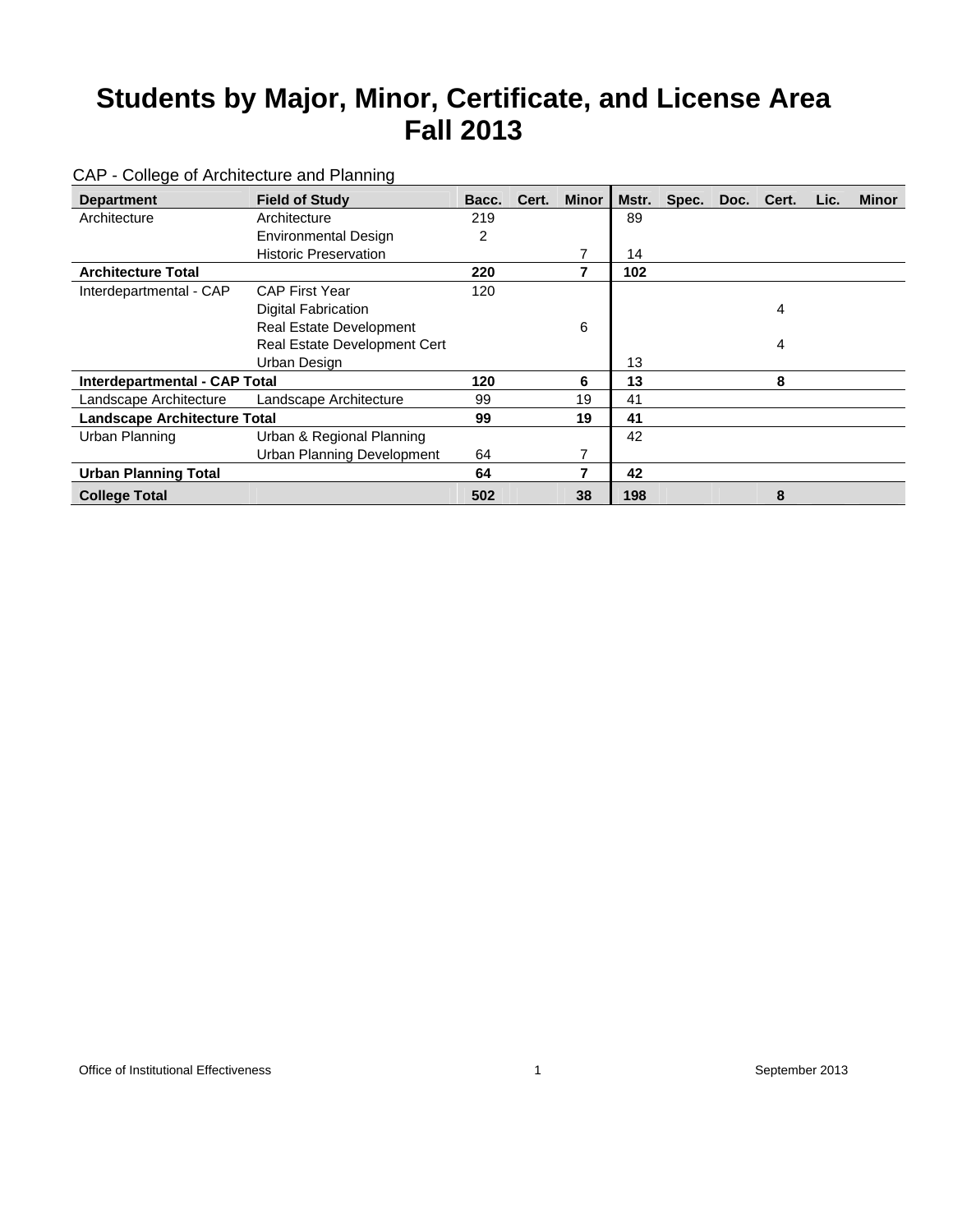# Students by Major, Minor, Certificate, and License Area
# Fall 2013

CAP - College of Architecture and Planning

| Department | Field of Study | Bacc. | Cert. | Minor | Mstr. | Spec. | Doc. | Cert. | Lic. | Minor |
|---|---|---|---|---|---|---|---|---|---|---|
| Architecture | Architecture | 219 | | | 89 | | | | | |
| | Environmental Design | 2 | | | | | | | | |
| | Historic Preservation | | | 7 | 14 | | | | | |
| **Architecture Total** | | **220** | | **7** | **102** | | | | | |
| Interdepartmental - CAP | CAP First Year | 120 | | | | | | | | |
| | Digital Fabrication | | | | | | | 4 | | |
| | Real Estate Development | | | 6 | | | | | | |
| | Real Estate Development Cert | | | | | | | 4 | | |
| | Urban Design | | | | 13 | | | | | |
| **Interdepartmental - CAP Total** | | **120** | | **6** | **13** | | | **8** | | |
| Landscape Architecture | Landscape Architecture | 99 | | 19 | 41 | | | | | |
| **Landscape Architecture Total** | | **99** | | **19** | **41** | | | | | |
| Urban Planning | Urban & Regional Planning | | | | 42 | | | | | |
| | Urban Planning Development | 64 | | 7 | | | | | | |
| **Urban Planning Total** | | **64** | | **7** | **42** | | | | | |
| **College Total** | | **502** | | **38** | **198** | | | **8** | | |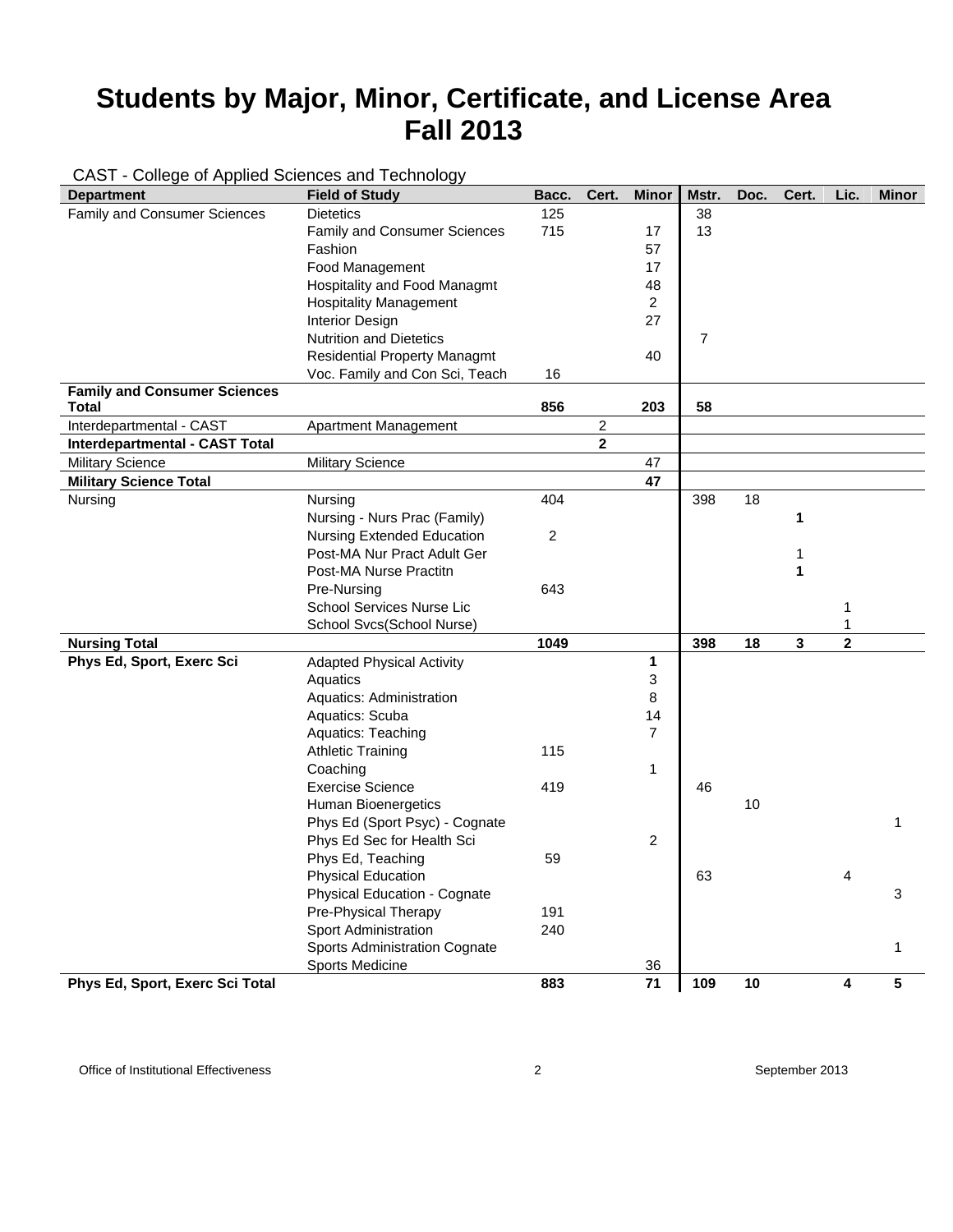# Students by Major, Minor, Certificate, and License Area
# Fall 2013

CAST - College of Applied Sciences and Technology

| Department | Field of Study | Bacc. | Cert. | Minor | Mstr. | Doc. | Cert. | Lic. | Minor |
|---|---|---|---|---|---|---|---|---|---|
| Family and Consumer Sciences | Dietetics | 125 | | | 38 | | | | |
| | Family and Consumer Sciences | 715 | | 17 | 13 | | | | |
| | Fashion | | | 57 | | | | | |
| | Food Management | | | 17 | | | | | |
| | Hospitality and Food Managmt | | | 48 | | | | | |
| | Hospitality Management | | | 2 | | | | | |
| | Interior Design | | | 27 | | | | | |
| | Nutrition and Dietetics | | | | 7 | | | | |
| | Residential Property Managmt | | | 40 | | | | | |
| | Voc. Family and Con Sci, Teach | 16 | | | | | | | |
| **Family and Consumer Sciences Total** | | **856** | | **203** | **58** | | | | |
| Interdepartmental - CAST | Apartment Management | | 2 | | | | | | |
| **Interdepartmental - CAST Total** | | | **2** | | | | | | |
| Military Science | Military Science | | | 47 | | | | | |
| **Military Science Total** | | | | **47** | | | | | |
| Nursing | Nursing | 404 | | | 398 | 18 | | | |
| | Nursing - Nurs Prac (Family) | | | | | | **1** | | |
| | Nursing Extended Education | 2 | | | | | | | |
| | Post-MA Nur Pract Adult Ger | | | | | | 1 | | |
| | Post-MA Nurse Practitn | | | | | | **1** | | |
| | Pre-Nursing | 643 | | | | | | | |
| | School Services Nurse Lic | | | | | | | 1 | |
| | School Svcs(School Nurse) | | | | | | | 1 | |
| **Nursing Total** | | **1049** | | | **398** | **18** | **3** | **2** | |
| **Phys Ed, Sport, Exerc Sci** | Adapted Physical Activity | | | **1** | | | | | |
| | Aquatics | | | 3 | | | | | |
| | Aquatics: Administration | | | 8 | | | | | |
| | Aquatics: Scuba | | | 14 | | | | | |
| | Aquatics: Teaching | | | 7 | | | | | |
| | Athletic Training | 115 | | | | | | | |
| | Coaching | | | 1 | | | | | |
| | Exercise Science | 419 | | | 46 | | | | |
| | Human Bioenergetics | | | | | 10 | | | |
| | Phys Ed (Sport Psyc) - Cognate | | | | | | | | 1 |
| | Phys Ed Sec for Health Sci | | | 2 | | | | | |
| | Phys Ed, Teaching | 59 | | | | | | | |
| | Physical Education | | | | 63 | | | 4 | |
| | Physical Education - Cognate | | | | | | | | 3 |
| | Pre-Physical Therapy | 191 | | | | | | | |
| | Sport Administration | 240 | | | | | | | |
| | Sports Administration Cognate | | | | | | | | 1 |
| | Sports Medicine | | | 36 | | | | | |
| **Phys Ed, Sport, Exerc Sci Total** | | **883** | | **71** | **109** | **10** | | **4** | **5** |

Office of Institutional Effectiveness | September 2013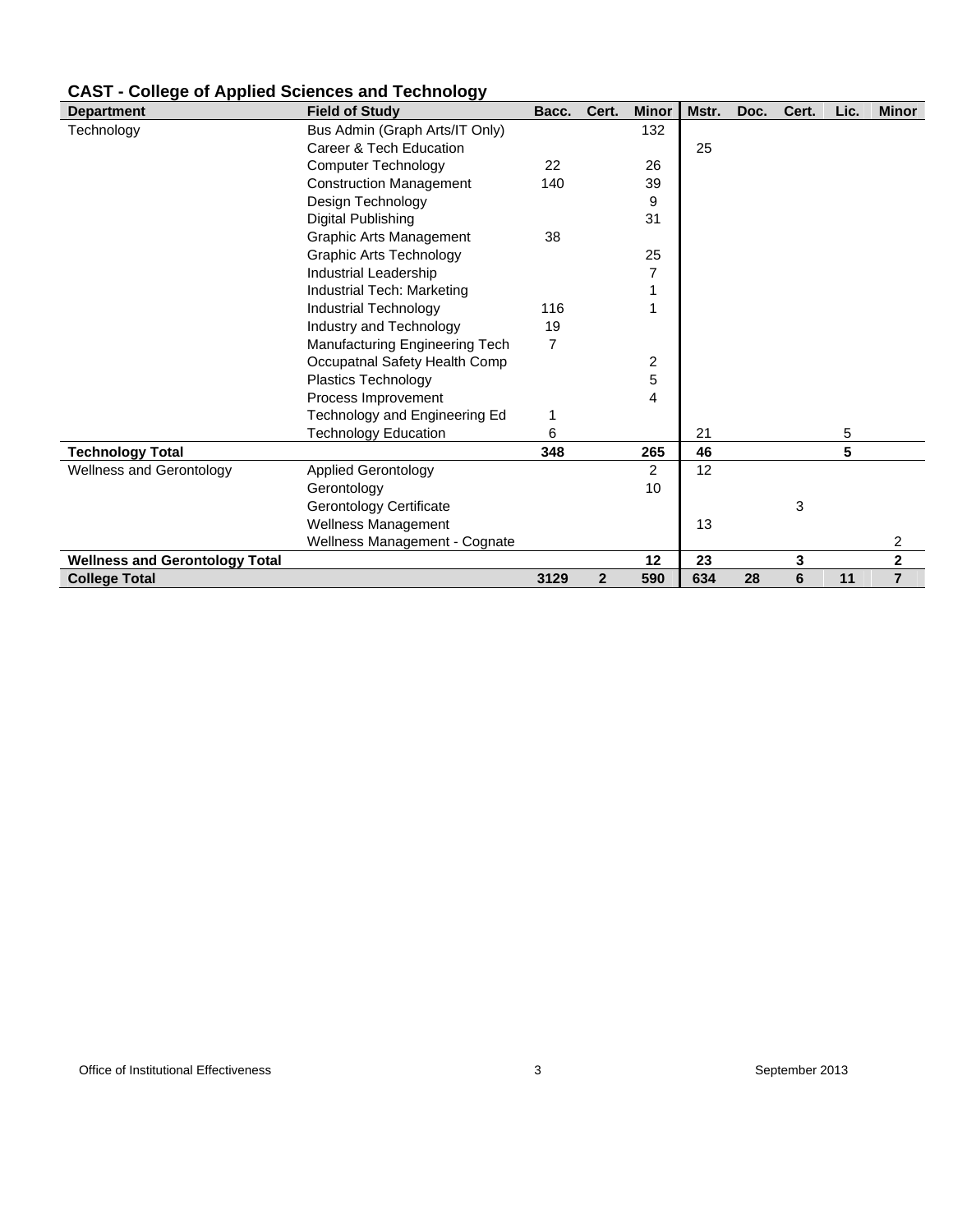## CAST - College of Applied Sciences and Technology

| Department | Field of Study | Bacc. | Cert. | Minor | Mstr. | Doc. | Cert. | Lic. | Minor |
|---|---|---|---|---|---|---|---|---|---|
| Technology | Bus Admin (Graph Arts/IT Only) | | | 132 | | | | | |
| | Career & Tech Education | | | | 25 | | | | |
| | Computer Technology | 22 | | 26 | | | | | |
| | Construction Management | 140 | | 39 | | | | | |
| | Design Technology | | | 9 | | | | | |
| | Digital Publishing | | | 31 | | | | | |
| | Graphic Arts Management | 38 | | | | | | | |
| | Graphic Arts Technology | | | 25 | | | | | |
| | Industrial Leadership | | | 7 | | | | | |
| | Industrial Tech: Marketing | | | 1 | | | | | |
| | Industrial Technology | 116 | | 1 | | | | | |
| | Industry and Technology | 19 | | | | | | | |
| | Manufacturing Engineering Tech | 7 | | | | | | | |
| | Occupatnal Safety Health Comp | | | 2 | | | | | |
| | Plastics Technology | | | 5 | | | | | |
| | Process Improvement | | | 4 | | | | | |
| | Technology and Engineering Ed | 1 | | | | | | | |
| | Technology Education | 6 | | | 21 | | | 5 | |
| **Technology Total** | | **348** | | **265** | **46** | | | **5** | |
| Wellness and Gerontology | Applied Gerontology | | | 2 | 12 | | | | |
| | Gerontology | | | 10 | | | | | |
| | Gerontology Certificate | | | | | | 3 | | |
| | Wellness Management | | | | 13 | | | | |
| | Wellness Management - Cognate | | | | | | | | 2 |
| **Wellness and Gerontology Total** | | | | **12** | **23** | | **3** | | **2** |
| **College Total** | | **3129** | **2** | **590** | **634** | **28** | **6** | **11** | **7** |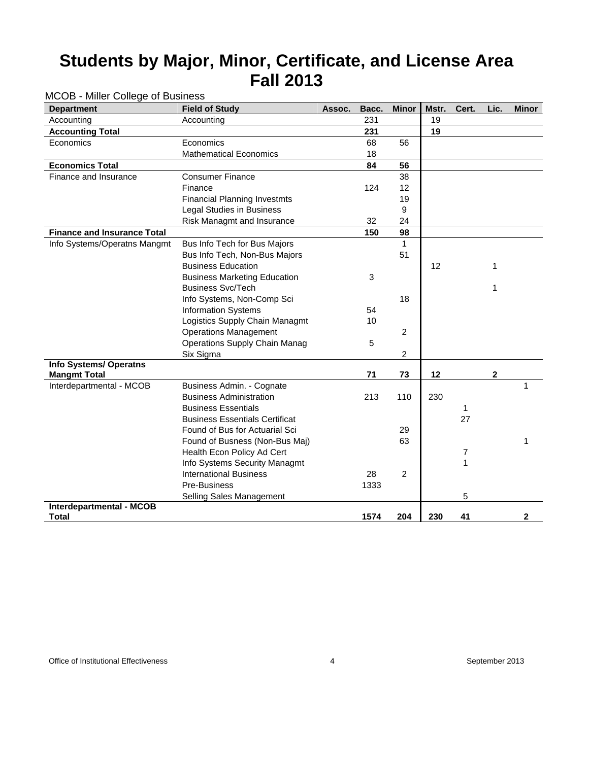# Students by Major, Minor, Certificate, and License Area
# Fall 2013

MCOB - Miller College of Business

| Department | Field of Study | Assoc. | Bacc. | Minor | Mstr. | Cert. | Lic. | Minor |
|---|---|---|---|---|---|---|---|---|
| Accounting | Accounting | | 231 | | 19 | | | |
| **Accounting Total** | | | **231** | | **19** | | | |
| Economics | Economics | | 68 | 56 | | | | |
| | Mathematical Economics | | 18 | | | | | |
| **Economics Total** | | | **84** | **56** | | | | |
| Finance and Insurance | Consumer Finance | | | 38 | | | | |
| | Finance | | 124 | 12 | | | | |
| | Financial Planning Investmts | | | 19 | | | | |
| | Legal Studies in Business | | | 9 | | | | |
| | Risk Managmt and Insurance | | 32 | 24 | | | | |
| **Finance and Insurance Total** | | | **150** | **98** | | | | |
| Info Systems/Operatns Mangmt | Bus Info Tech for Bus Majors | | | 1 | | | | |
| | Bus Info Tech, Non-Bus Majors | | | 51 | | | | |
| | Business Education | | | | 12 | | 1 | |
| | Business Marketing Education | | 3 | | | | | |
| | Business Svc/Tech | | | | | | 1 | |
| | Info Systems, Non-Comp Sci | | | 18 | | | | |
| | Information Systems | | 54 | | | | | |
| | Logistics Supply Chain Managmt | | 10 | | | | | |
| | Operations Management | | | 2 | | | | |
| | Operations Supply Chain Manag | | 5 | | | | | |
| | Six Sigma | | | 2 | | | | |
| **Info Systems/ Operatns Mangmt Total** | | | **71** | **73** | **12** | | **2** | |
| Interdepartmental - MCOB | Business Admin. - Cognate | | | | | | | 1 |
| | Business Administration | | 213 | 110 | 230 | | | |
| | Business Essentials | | | | | 1 | | |
| | Business Essentials Certificat | | | | | 27 | | |
| | Found of Bus for Actuarial Sci | | | 29 | | | | |
| | Found of Busness (Non-Bus Maj) | | | 63 | | | | 1 |
| | Health Econ Policy Ad Cert | | | | | 7 | | |
| | Info Systems Security Managmt | | | | | 1 | | |
| | International Business | | 28 | 2 | | | | |
| | Pre-Business | | 1333 | | | | | |
| | Selling Sales Management | | | | | 5 | | |
| **Interdepartmental - MCOB Total** | | | **1574** | **204** | **230** | **41** | | **2** |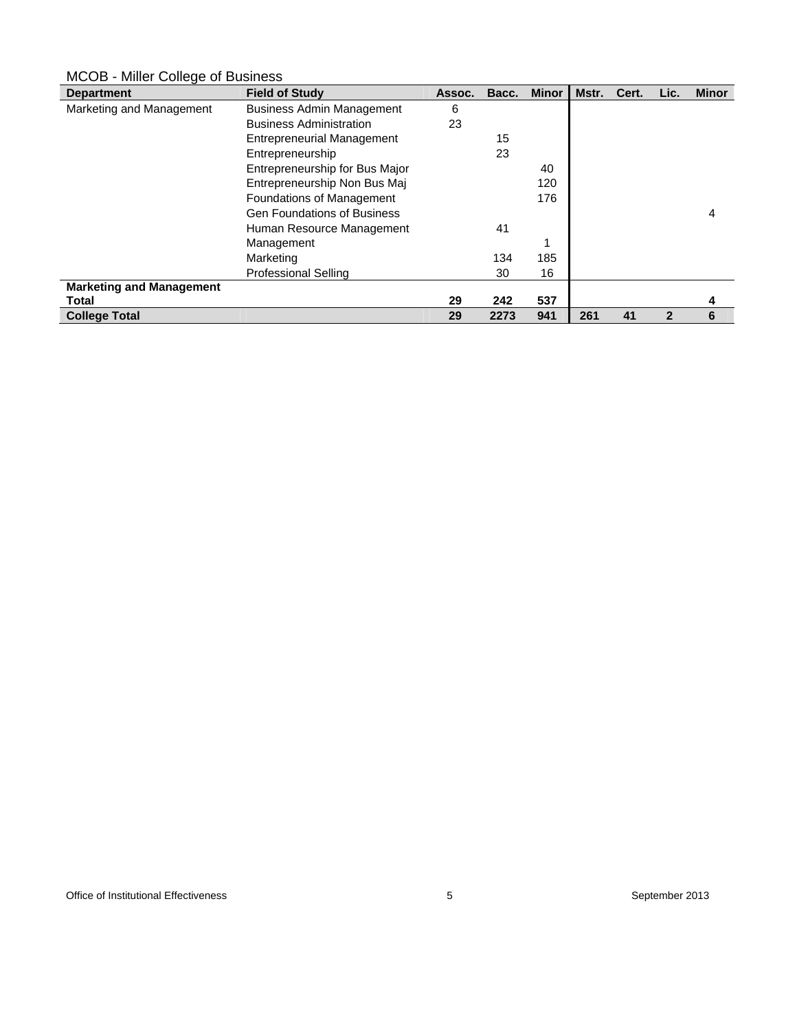MCOB - Miller College of Business

| Department | Field of Study | Assoc. | Bacc. | Minor | Mstr. | Cert. | Lic. | Minor |
|---|---|---|---|---|---|---|---|---|
| Marketing and Management | Business Admin Management | 6 | | | | | | |
| | Business Administration | 23 | | | | | | |
| | Entrepreneurial Management | | 15 | | | | | |
| | Entrepreneurship | | 23 | | | | | |
| | Entrepreneurship for Bus Major | | | 40 | | | | |
| | Entrepreneurship Non Bus Maj | | | 120 | | | | |
| | Foundations of Management | | | 176 | | | | |
| | Gen Foundations of Business | | | | | | | 4 |
| | Human Resource Management | | 41 | | | | | |
| | Management | | | 1 | | | | |
| | Marketing | | 134 | 185 | | | | |
| | Professional Selling | | 30 | 16 | | | | |
| **Marketing and Management Total** | | **29** | **242** | **537** | | | | **4** |
| **College Total** | | **29** | **2273** | **941** | **261** | **41** | **2** | **6** |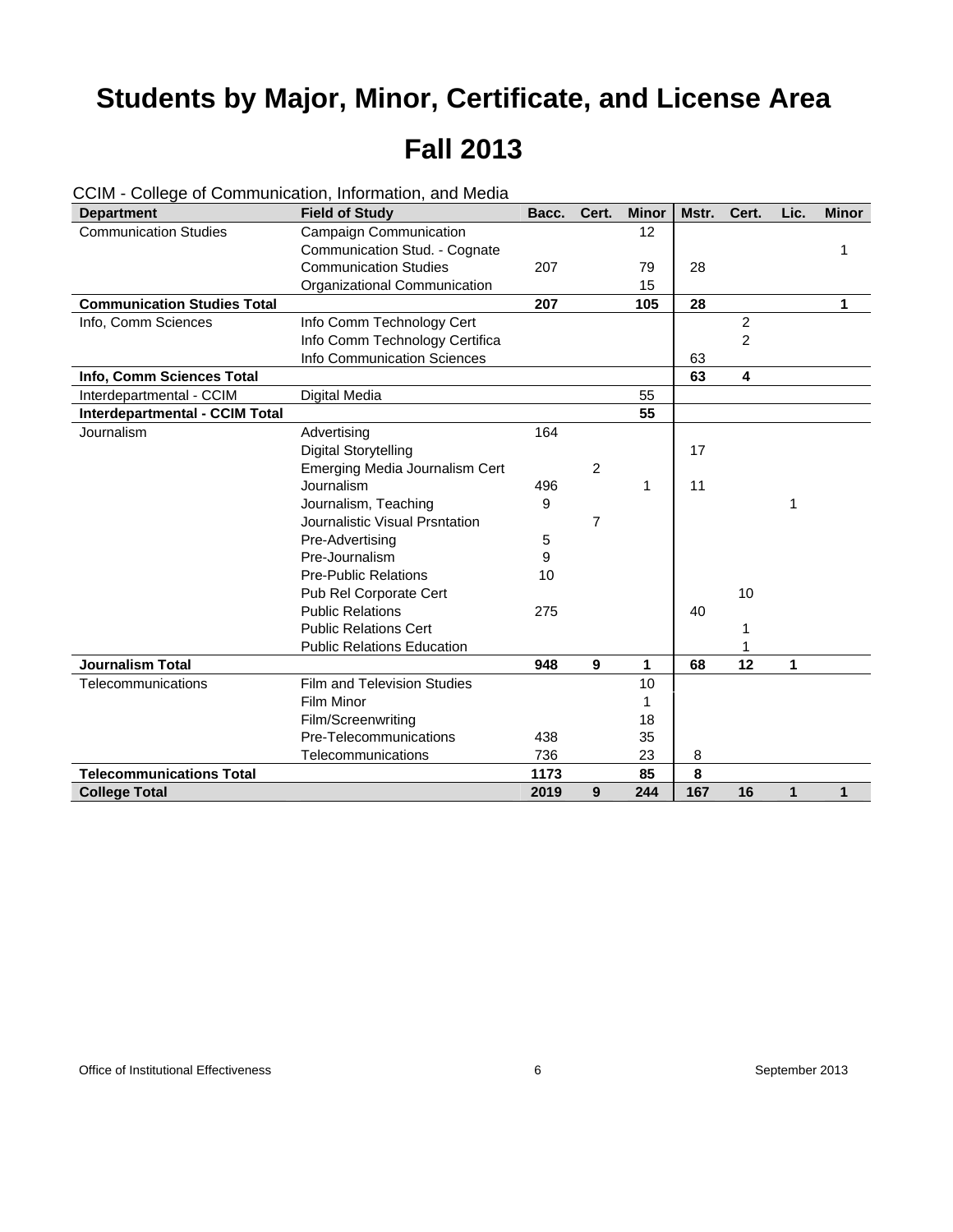# Students by Major, Minor, Certificate, and License Area

# Fall 2013

CCIM - College of Communication, Information, and Media

| Department | Field of Study | Bacc. | Cert. | Minor | Mstr. | Cert. | Lic. | Minor |
|---|---|---|---|---|---|---|---|---|
| Communication Studies | Campaign Communication | | | 12 | | | | |
| | Communication Stud. - Cognate | | | | | | | 1 |
| | Communication Studies | 207 | | 79 | 28 | | | |
| | Organizational Communication | | | 15 | | | | |
| **Communication Studies Total** | | **207** | | **105** | **28** | | | **1** |
| Info, Comm Sciences | Info Comm Technology Cert | | | | | 2 | | |
| | Info Comm Technology Certifica | | | | | 2 | | |
| | Info Communication Sciences | | | | 63 | | | |
| **Info, Comm Sciences Total** | | | | | **63** | **4** | | |
| Interdepartmental - CCIM | Digital Media | | | 55 | | | | |
| **Interdepartmental - CCIM Total** | | | | **55** | | | | |
| Journalism | Advertising | 164 | | | | | | |
| | Digital Storytelling | | | | 17 | | | |
| | Emerging Media Journalism Cert | | 2 | | | | | |
| | Journalism | 496 | | 1 | 11 | | | |
| | Journalism, Teaching | 9 | | | | | 1 | |
| | Journalistic Visual Prsntation | | 7 | | | | | |
| | Pre-Advertising | 5 | | | | | | |
| | Pre-Journalism | 9 | | | | | | |
| | Pre-Public Relations | 10 | | | | | | |
| | Pub Rel Corporate Cert | | | | | 10 | | |
| | Public Relations | 275 | | | 40 | | | |
| | Public Relations Cert | | | | | 1 | | |
| | Public Relations Education | | | | | 1 | | |
| **Journalism Total** | | **948** | **9** | **1** | **68** | **12** | **1** | |
| Telecommunications | Film and Television Studies | | | 10 | | | | |
| | Film Minor | | | 1 | | | | |
| | Film/Screenwriting | | | 18 | | | | |
| | Pre-Telecommunications | 438 | | 35 | | | | |
| | Telecommunications | 736 | | 23 | 8 | | | |
| **Telecommunications Total** | | **1173** | | **85** | **8** | | | |
| **College Total** | | **2019** | **9** | **244** | **167** | **16** | **1** | **1** |

Office of Institutional Effectiveness | September 2013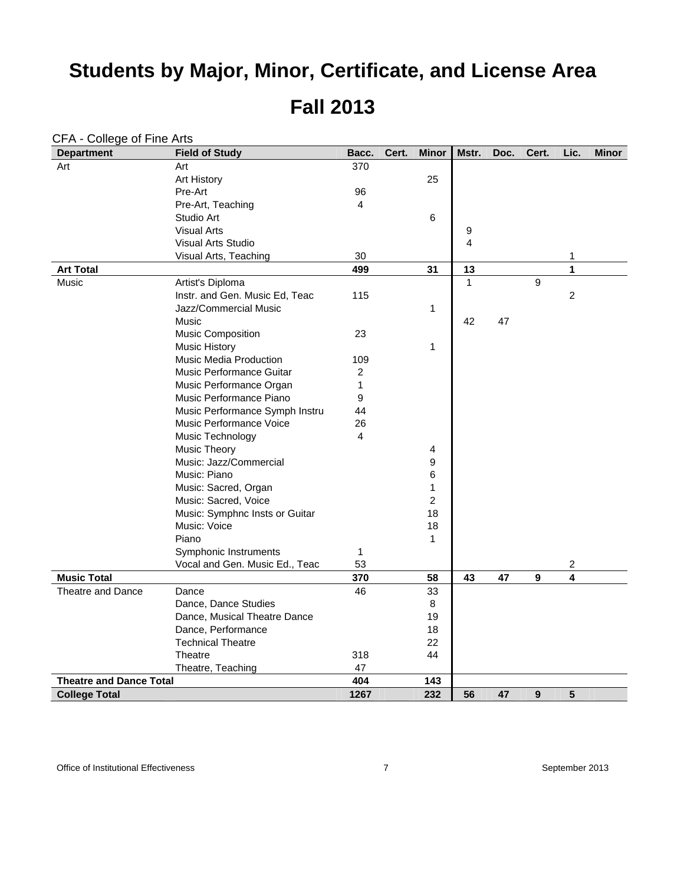# Students by Major, Minor, Certificate, and License Area

# Fall 2013

CFA - College of Fine Arts

| Department | Field of Study | Bacc. | Cert. | Minor | Mstr. | Doc. | Cert. | Lic. | Minor |
|---|---|---|---|---|---|---|---|---|---|
| Art | Art | 370 | | | | | | | |
| | Art History | | | 25 | | | | | |
| | Pre-Art | 96 | | | | | | | |
| | Pre-Art, Teaching | 4 | | | | | | | |
| | Studio Art | | | 6 | | | | | |
| | Visual Arts | | | | 9 | | | | |
| | Visual Arts Studio | | | | 4 | | | | |
| | Visual Arts, Teaching | 30 | | | | | | 1 | |
| **Art Total** | | **499** | | **31** | **13** | | | **1** | |
| Music | Artist's Diploma | | | | 1 | | 9 | | |
| | Instr. and Gen. Music Ed, Teac | 115 | | | | | | 2 | |
| | Jazz/Commercial Music | | | 1 | | | | | |
| | Music | | | | 42 | 47 | | | |
| | Music Composition | 23 | | | | | | | |
| | Music History | | | 1 | | | | | |
| | Music Media Production | 109 | | | | | | | |
| | Music Performance Guitar | 2 | | | | | | | |
| | Music Performance Organ | 1 | | | | | | | |
| | Music Performance Piano | 9 | | | | | | | |
| | Music Performance Symph Instru | 44 | | | | | | | |
| | Music Performance Voice | 26 | | | | | | | |
| | Music Technology | 4 | | | | | | | |
| | Music Theory | | | 4 | | | | | |
| | Music: Jazz/Commercial | | | 9 | | | | | |
| | Music: Piano | | | 6 | | | | | |
| | Music: Sacred, Organ | | | 1 | | | | | |
| | Music: Sacred, Voice | | | 2 | | | | | |
| | Music: Symphnc Insts or Guitar | | | 18 | | | | | |
| | Music: Voice | | | 18 | | | | | |
| | Piano | | | 1 | | | | | |
| | Symphonic Instruments | 1 | | | | | | | |
| | Vocal and Gen. Music Ed., Teac | 53 | | | | | | 2 | |
| **Music Total** | | **370** | | **58** | **43** | **47** | **9** | **4** | |
| Theatre and Dance | Dance | 46 | | 33 | | | | | |
| | Dance, Dance Studies | | | 8 | | | | | |
| | Dance, Musical Theatre Dance | | | 19 | | | | | |
| | Dance, Performance | | | 18 | | | | | |
| | Technical Theatre | | | 22 | | | | | |
| | Theatre | 318 | | 44 | | | | | |
| | Theatre, Teaching | 47 | | | | | | | |
| **Theatre and Dance Total** | | **404** | | **143** | | | | | |
| **College Total** | | **1267** | | **232** | **56** | **47** | **9** | **5** | |

Office of Institutional Effectiveness — September 2013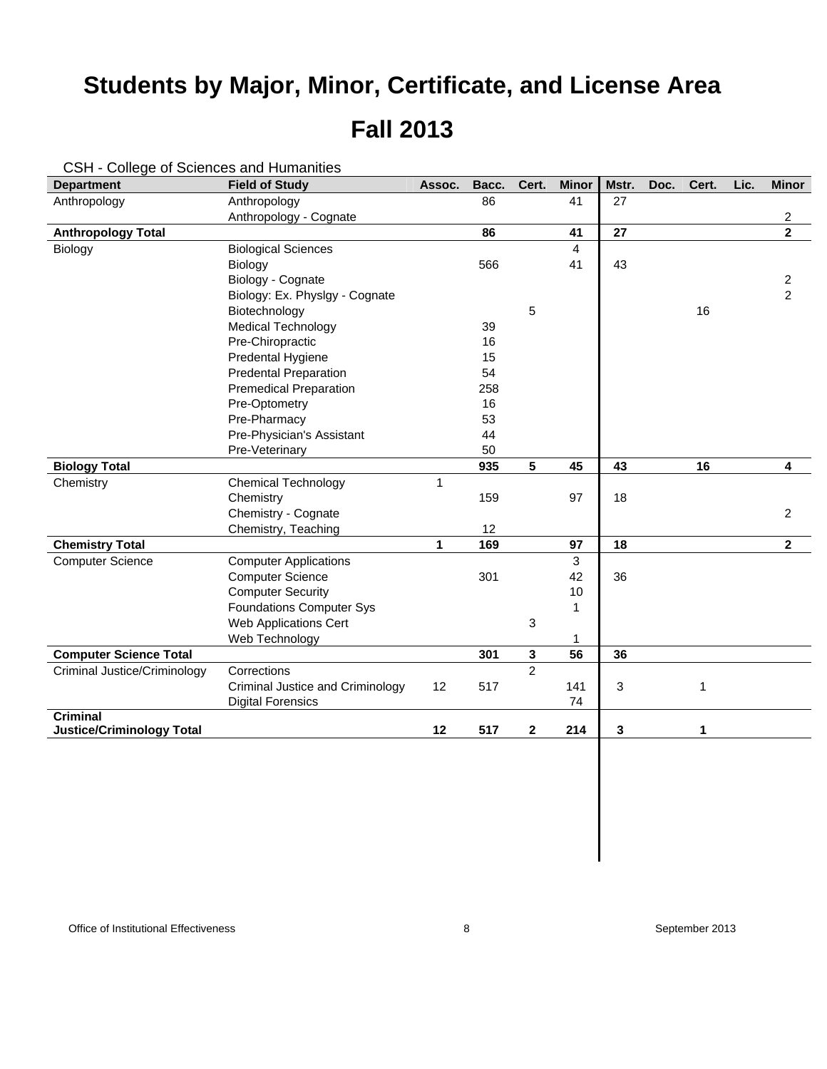# Students by Major, Minor, Certificate, and License Area

# Fall 2013

CSH - College of Sciences and Humanities

| Department | Field of Study | Assoc. | Bacc. | Cert. | Minor | Mstr. | Doc. | Cert. | Lic. | Minor |
|---|---|---|---|---|---|---|---|---|---|---|
| Anthropology | Anthropology | | 86 | | 41 | 27 | | | | |
| | Anthropology - Cognate | | | | | | | | | 2 |
| **Anthropology Total** | | | **86** | | **41** | **27** | | | | **2** |
| Biology | Biological Sciences | | | | 4 | | | | | |
| | Biology | | 566 | | 41 | 43 | | | | |
| | Biology - Cognate | | | | | | | | | 2 |
| | Biology: Ex. Physlgy - Cognate | | | | | | | | | 2 |
| | Biotechnology | | | 5 | | | | 16 | | |
| | Medical Technology | | 39 | | | | | | | |
| | Pre-Chiropractic | | 16 | | | | | | | |
| | Predental Hygiene | | 15 | | | | | | | |
| | Predental Preparation | | 54 | | | | | | | |
| | Premedical Preparation | | 258 | | | | | | | |
| | Pre-Optometry | | 16 | | | | | | | |
| | Pre-Pharmacy | | 53 | | | | | | | |
| | Pre-Physician's Assistant | | 44 | | | | | | | |
| | Pre-Veterinary | | 50 | | | | | | | |
| **Biology Total** | | | **935** | **5** | **45** | **43** | | **16** | | **4** |
| Chemistry | Chemical Technology | 1 | | | | | | | | |
| | Chemistry | | 159 | | 97 | 18 | | | | |
| | Chemistry - Cognate | | | | | | | | | 2 |
| | Chemistry, Teaching | | 12 | | | | | | | |
| **Chemistry Total** | | **1** | **169** | | **97** | **18** | | | | **2** |
| Computer Science | Computer Applications | | | | 3 | | | | | |
| | Computer Science | | 301 | | 42 | 36 | | | | |
| | Computer Security | | | | 10 | | | | | |
| | Foundations Computer Sys | | | | 1 | | | | | |
| | Web Applications Cert | | | 3 | | | | | | |
| | Web Technology | | | | 1 | | | | | |
| **Computer Science Total** | | | **301** | **3** | **56** | **36** | | | | |
| Criminal Justice/Criminology | Corrections | | | 2 | | | | | | |
| | Criminal Justice and Criminology | 12 | 517 | | 141 | 3 | | 1 | | |
| | Digital Forensics | | | | 74 | | | | | |
| **Criminal Justice/Criminology Total** | | **12** | **517** | **2** | **214** | **3** | | **1** | | |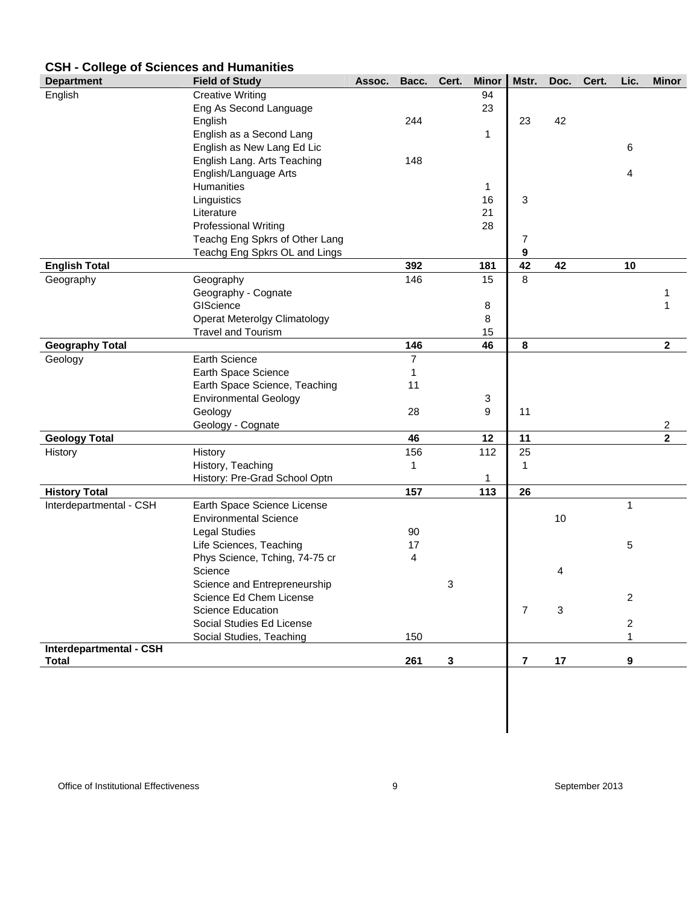## CSH - College of Sciences and Humanities

| Department | Field of Study | Assoc. | Bacc. | Cert. | Minor | Mstr. | Doc. | Cert. | Lic. | Minor |
|---|---|---|---|---|---|---|---|---|---|---|
| English | Creative Writing | | | | 94 | | | | | |
| | Eng As Second Language | | | | 23 | | | | | |
| | English | | 244 | | | 23 | 42 | | | |
| | English as a Second Lang | | | | 1 | | | | | |
| | English as New Lang Ed Lic | | | | | | | | 6 | |
| | English Lang. Arts Teaching | | 148 | | | | | | | |
| | English/Language Arts | | | | | | | | 4 | |
| | Humanities | | | | 1 | | | | | |
| | Linguistics | | | | 16 | 3 | | | | |
| | Literature | | | | 21 | | | | | |
| | Professional Writing | | | | 28 | | | | | |
| | Teachg Eng Spkrs of Other Lang | | | | | 7 | | | | |
| | Teachg Eng Spkrs OL and Lings | | | | | 9 | | | | |
| **English Total** | | | **392** | | **181** | **42** | **42** | | **10** | |
| Geography | Geography | | 146 | | 15 | 8 | | | | |
| | Geography - Cognate | | | | | | | | | 1 |
| | GIScience | | | | 8 | | | | | 1 |
| | Operat Meterolgy Climatology | | | | 8 | | | | | |
| | Travel and Tourism | | | | 15 | | | | | |
| **Geography Total** | | | **146** | | **46** | **8** | | | | **2** |
| Geology | Earth Science | | 7 | | | | | | | |
| | Earth Space Science | | 1 | | | | | | | |
| | Earth Space Science, Teaching | | 11 | | | | | | | |
| | Environmental Geology | | | | 3 | | | | | |
| | Geology | | 28 | | 9 | 11 | | | | |
| | Geology - Cognate | | | | | | | | | 2 |
| **Geology Total** | | | **46** | | **12** | **11** | | | | **2** |
| History | History | | 156 | | 112 | 25 | | | | |
| | History, Teaching | | 1 | | | 1 | | | | |
| | History: Pre-Grad School Optn | | | | 1 | | | | | |
| **History Total** | | | **157** | | **113** | **26** | | | | |
| Interdepartmental - CSH | Earth Space Science License | | | | | | | | 1 | |
| | Environmental Science | | | | | | 10 | | | |
| | Legal Studies | | 90 | | | | | | | |
| | Life Sciences, Teaching | | 17 | | | | | | 5 | |
| | Phys Science, Tching, 74-75 cr | | 4 | | | | | | | |
| | Science | | | | | | 4 | | | |
| | Science and Entrepreneurship | | | 3 | | | | | | |
| | Science Ed Chem License | | | | | | | | 2 | |
| | Science Education | | | | | 7 | 3 | | | |
| | Social Studies Ed License | | | | | | | | 2 | |
| | Social Studies, Teaching | | 150 | | | | | | 1 | |
| **Interdepartmental - CSH Total** | | | **261** | **3** | | **7** | **17** | | **9** | |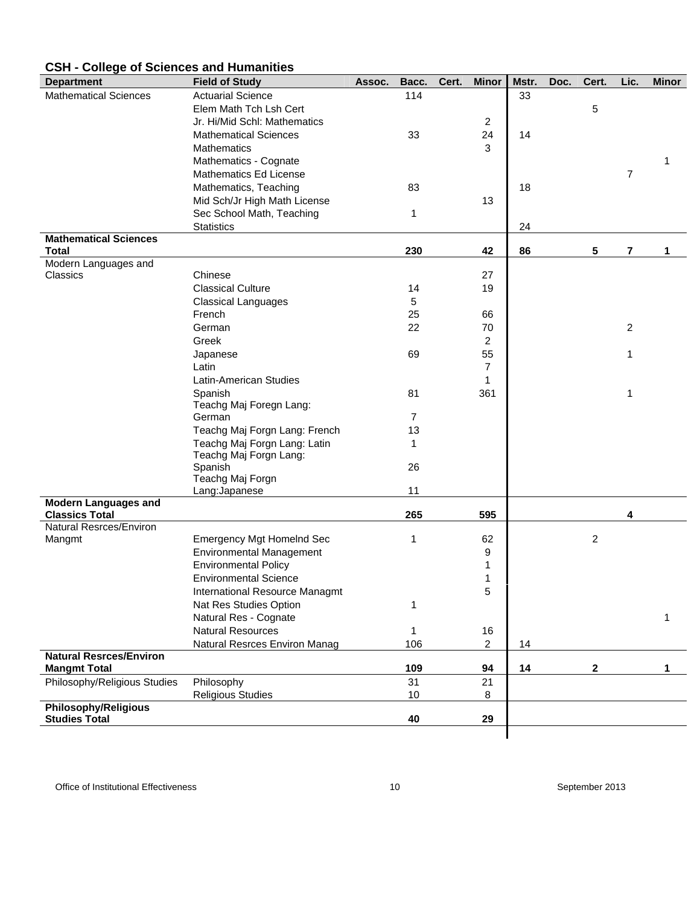## CSH - College of Sciences and Humanities

| Department | Field of Study | Assoc. | Bacc. | Cert. | Minor | Mstr. | Doc. | Cert. | Lic. | Minor |
|---|---|---|---|---|---|---|---|---|---|---|
| Mathematical Sciences | Actuarial Science | | 114 | | | 33 | | | | |
| | Elem Math Tch Lsh Cert | | | | | | | 5 | | |
| | Jr. Hi/Mid Schl: Mathematics | | | | 2 | | | | | |
| | Mathematical Sciences | | 33 | | 24 | 14 | | | | |
| | Mathematics | | | | 3 | | | | | |
| | Mathematics - Cognate | | | | | | | | | 1 |
| | Mathematics Ed License | | | | | | | | 7 | |
| | Mathematics, Teaching | | 83 | | | 18 | | | | |
| | Mid Sch/Jr High Math License | | | | 13 | | | | | |
| | Sec School Math, Teaching | | 1 | | | | | | | |
| | Statistics | | | | | 24 | | | | |
| **Mathematical Sciences Total** | | | **230** | | **42** | **86** | | **5** | **7** | **1** |
| Modern Languages and Classics | Chinese | | | | 27 | | | | | |
| | Classical Culture | | 14 | | 19 | | | | | |
| | Classical Languages | | 5 | | | | | | | |
| | French | | 25 | | 66 | | | | | |
| | German | | 22 | | 70 | | | | 2 | |
| | Greek | | | | 2 | | | | | |
| | Japanese | | 69 | | 55 | | | | 1 | |
| | Latin | | | | 7 | | | | | |
| | Latin-American Studies | | | | 1 | | | | | |
| | Spanish | | 81 | | 361 | | | | 1 | |
| | Teachg Maj Foregn Lang: German | | 7 | | | | | | | |
| | Teachg Maj Forgn Lang: French | | 13 | | | | | | | |
| | Teachg Maj Forgn Lang: Latin | | 1 | | | | | | | |
| | Teachg Maj Forgn Lang: Spanish | | 26 | | | | | | | |
| | Teachg Maj Forgn Lang:Japanese | | 11 | | | | | | | |
| **Modern Languages and Classics Total** | | | **265** | | **595** | | | | **4** | |
| Natural Resrces/Environ Mangmt | Emergency Mgt Homelnd Sec | | 1 | | 62 | | | 2 | | |
| | Environmental Management | | | | 9 | | | | | |
| | Environmental Policy | | | | 1 | | | | | |
| | Environmental Science | | | | 1 | | | | | |
| | International Resource Managmt | | | | 5 | | | | | |
| | Nat Res Studies Option | | 1 | | | | | | | |
| | Natural Res - Cognate | | | | | | | | | 1 |
| | Natural Resources | | 1 | | 16 | | | | | |
| | Natural Resrces Environ Manag | | 106 | | 2 | 14 | | | | |
| **Natural Resrces/Environ Mangmt Total** | | | **109** | | **94** | **14** | | **2** | | **1** |
| Philosophy/Religious Studies | Philosophy | | 31 | | 21 | | | | | |
| | Religious Studies | | 10 | | 8 | | | | | |
| **Philosophy/Religious Studies Total** | | | **40** | | **29** | | | | | |

Office of Institutional Effectiveness — September 2013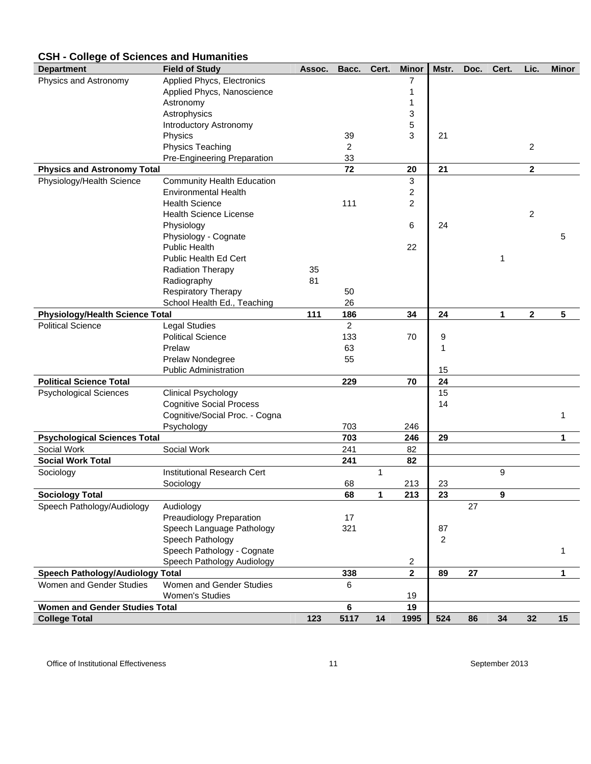## CSH - College of Sciences and Humanities

| Department | Field of Study | Assoc. | Bacc. | Cert. | Minor | Mstr. | Doc. | Cert. | Lic. | Minor |
|---|---|---|---|---|---|---|---|---|---|---|
| Physics and Astronomy | Applied Phycs, Electronics | | | | 7 | | | | | |
| | Applied Phycs, Nanoscience | | | | 1 | | | | | |
| | Astronomy | | | | 1 | | | | | |
| | Astrophysics | | | | 3 | | | | | |
| | Introductory Astronomy | | | | 5 | | | | | |
| | Physics | | 39 | | 3 | 21 | | | | |
| | Physics Teaching | | 2 | | | | | | 2 | |
| | Pre-Engineering Preparation | | 33 | | | | | | | |
| **Physics and Astronomy Total** | | | **72** | | **20** | **21** | | | **2** | |
| Physiology/Health Science | Community Health Education | | | | 3 | | | | | |
| | Environmental Health | | | | 2 | | | | | |
| | Health Science | | 111 | | 2 | | | | | |
| | Health Science License | | | | | | | | 2 | |
| | Physiology | | | | 6 | 24 | | | | |
| | Physiology - Cognate | | | | | | | | | 5 |
| | Public Health | | | | 22 | | | | | |
| | Public Health Ed Cert | | | | | | | 1 | | |
| | Radiation Therapy | 35 | | | | | | | | |
| | Radiography | 81 | | | | | | | | |
| | Respiratory Therapy | | 50 | | | | | | | |
| | School Health Ed., Teaching | | 26 | | | | | | | |
| **Physiology/Health Science Total** | | **111** | **186** | | **34** | **24** | | **1** | **2** | **5** |
| Political Science | Legal Studies | | 2 | | | | | | | |
| | Political Science | | 133 | | 70 | 9 | | | | |
| | Prelaw | | 63 | | | 1 | | | | |
| | Prelaw Nondegree | | 55 | | | | | | | |
| | Public Administration | | | | | 15 | | | | |
| **Political Science Total** | | | **229** | | **70** | **24** | | | | |
| Psychological Sciences | Clinical Psychology | | | | | 15 | | | | |
| | Cognitive Social Process | | | | | 14 | | | | |
| | Cognitive/Social Proc. - Cogna | | | | | | | | | 1 |
| | Psychology | | 703 | | 246 | | | | | |
| **Psychological Sciences Total** | | | **703** | | **246** | **29** | | | | **1** |
| Social Work | Social Work | | 241 | | 82 | | | | | |
| **Social Work Total** | | | **241** | | **82** | | | | | |
| Sociology | Institutional Research Cert | | | 1 | | | | 9 | | |
| | Sociology | | 68 | | 213 | 23 | | | | |
| **Sociology Total** | | | **68** | **1** | **213** | **23** | | **9** | | |
| Speech Pathology/Audiology | Audiology | | | | | | 27 | | | |
| | Preaudiology Preparation | | 17 | | | | | | | |
| | Speech Language Pathology | | 321 | | | 87 | | | | |
| | Speech Pathology | | | | | 2 | | | | |
| | Speech Pathology - Cognate | | | | | | | | | 1 |
| | Speech Pathology Audiology | | | | 2 | | | | | |
| **Speech Pathology/Audiology Total** | | | **338** | | **2** | **89** | **27** | | | **1** |
| Women and Gender Studies | Women and Gender Studies | | 6 | | | | | | | |
| | Women's Studies | | | | 19 | | | | | |
| **Women and Gender Studies Total** | | | **6** | | **19** | | | | | |
| **College Total** | | **123** | **5117** | **14** | **1995** | **524** | **86** | **34** | **32** | **15** |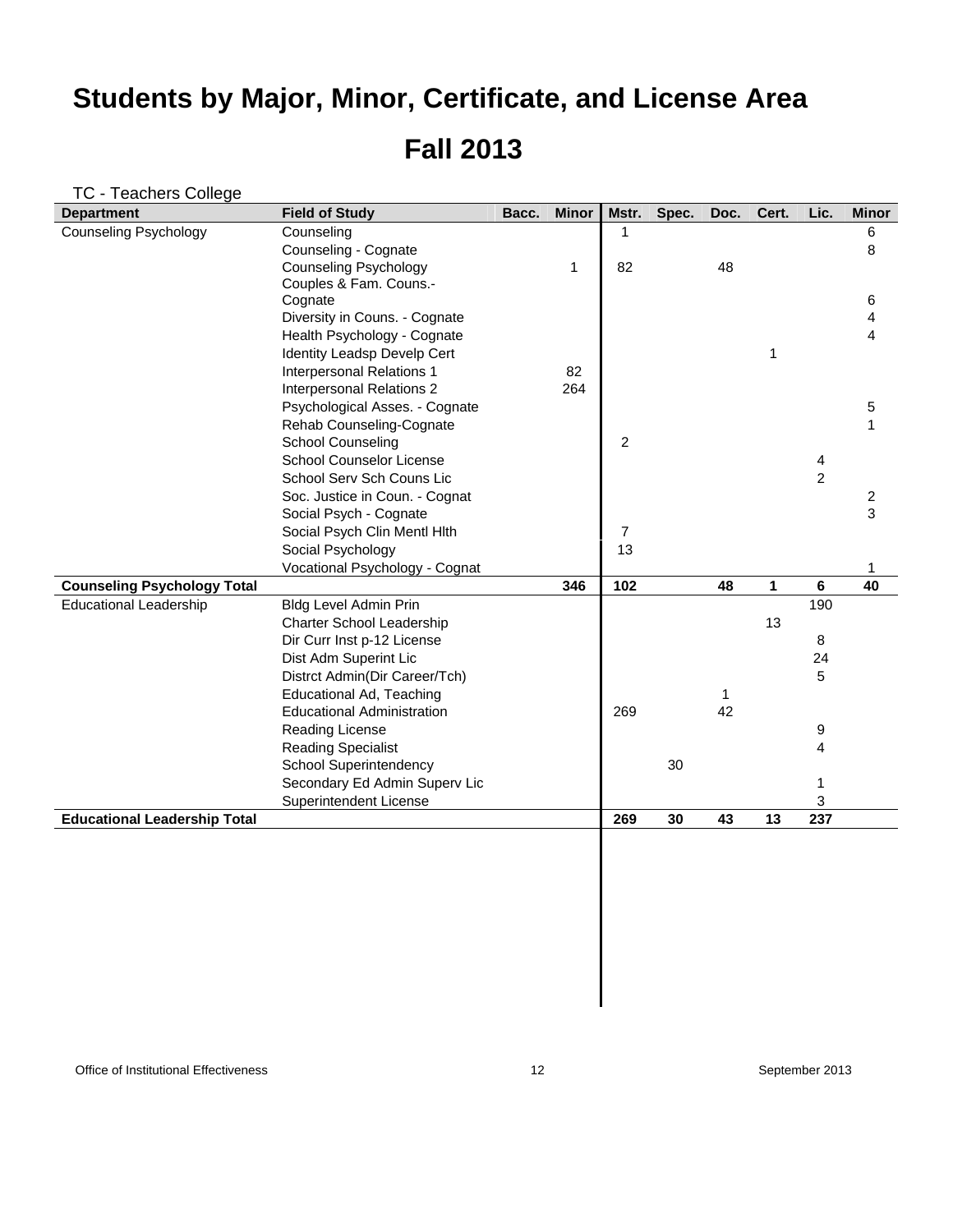# Students by Major, Minor, Certificate, and License Area

# Fall 2013

TC - Teachers College

| Department | Field of Study | Bacc. | Minor | Mstr. | Spec. | Doc. | Cert. | Lic. | Minor |
|---|---|---|---|---|---|---|---|---|---|
| Counseling Psychology | Counseling | | | 1 | | | | | 6 |
| | Counseling - Cognate | | | | | | | | 8 |
| | Counseling Psychology | | 1 | 82 | | 48 | | | |
| | Couples & Fam. Couns.-Cognate | | | | | | | | 6 |
| | Diversity in Couns. - Cognate | | | | | | | | 4 |
| | Health Psychology - Cognate | | | | | | | | 4 |
| | Identity Leadsp Develp Cert | | | | | | 1 | | |
| | Interpersonal Relations 1 | | 82 | | | | | | |
| | Interpersonal Relations 2 | | 264 | | | | | | |
| | Psychological Asses. - Cognate | | | | | | | | 5 |
| | Rehab Counseling-Cognate | | | | | | | | 1 |
| | School Counseling | | | 2 | | | | | |
| | School Counselor License | | | | | | | 4 | |
| | School Serv Sch Couns Lic | | | | | | | 2 | |
| | Soc. Justice in Coun. - Cognat | | | | | | | | 2 |
| | Social Psych - Cognate | | | | | | | | 3 |
| | Social Psych Clin Mentl Hlth | | | 7 | | | | | |
| | Social Psychology | | | 13 | | | | | |
| | Vocational Psychology - Cognat | | | | | | | | 1 |
| **Counseling Psychology Total** | | | **346** | **102** | | **48** | **1** | **6** | **40** |
| Educational Leadership | Bldg Level Admin Prin | | | | | | | 190 | |
| | Charter School Leadership | | | | | | 13 | | |
| | Dir Curr Inst p-12 License | | | | | | | 8 | |
| | Dist Adm Superint Lic | | | | | | | 24 | |
| | Distrct Admin(Dir Career/Tch) | | | | | | | 5 | |
| | Educational Ad, Teaching | | | | | 1 | | | |
| | Educational Administration | | | 269 | | 42 | | | |
| | Reading License | | | | | | | 9 | |
| | Reading Specialist | | | | | | | 4 | |
| | School Superintendency | | | | 30 | | | | |
| | Secondary Ed Admin Superv Lic | | | | | | | 1 | |
| | Superintendent License | | | | | | | 3 | |
| **Educational Leadership Total** | | | | **269** | **30** | **43** | **13** | **237** | |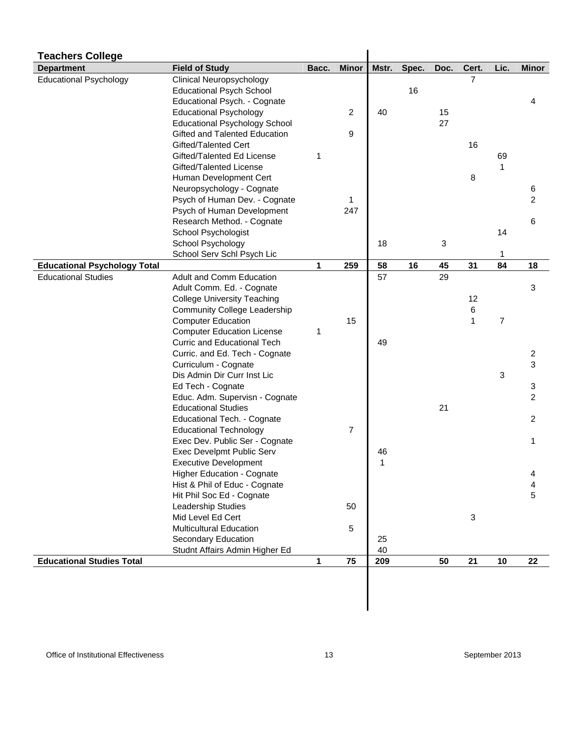## Teachers College

| Department | Field of Study | Bacc. | Minor | Mstr. | Spec. | Doc. | Cert. | Lic. | Minor |
|---|---|---|---|---|---|---|---|---|---|
| Educational Psychology | Clinical Neuropsychology | | | | | | 7 | | |
| | Educational Psych School | | | | 16 | | | | |
| | Educational Psych. - Cognate | | | | | | | | 4 |
| | Educational Psychology | | 2 | 40 | | 15 | | | |
| | Educational Psychology School | | | | | 27 | | | |
| | Gifted and Talented Education | | 9 | | | | | | |
| | Gifted/Talented Cert | | | | | | 16 | | |
| | Gifted/Talented Ed License | 1 | | | | | | 69 | |
| | Gifted/Talented License | | | | | | | 1 | |
| | Human Development Cert | | | | | | 8 | | |
| | Neuropsychology - Cognate | | | | | | | | 6 |
| | Psych of Human Dev. - Cognate | | 1 | | | | | | 2 |
| | Psych of Human Development | | 247 | | | | | | |
| | Research Method. - Cognate | | | | | | | | 6 |
| | School Psychologist | | | | | | | 14 | |
| | School Psychology | | | 18 | | 3 | | | |
| | School Serv Schl Psych Lic | | | | | | | 1 | |
| **Educational Psychology Total** | | **1** | **259** | **58** | **16** | **45** | **31** | **84** | **18** |
| Educational Studies | Adult and Comm Education | | | 57 | | 29 | | | |
| | Adult Comm. Ed. - Cognate | | | | | | | | 3 |
| | College University Teaching | | | | | | 12 | | |
| | Community College Leadership | | | | | | 6 | | |
| | Computer Education | | 15 | | | | 1 | 7 | |
| | Computer Education License | 1 | | | | | | | |
| | Curric and Educational Tech | | | 49 | | | | | |
| | Curric. and Ed. Tech - Cognate | | | | | | | | 2 |
| | Curriculum - Cognate | | | | | | | | 3 |
| | Dis Admin Dir Curr Inst Lic | | | | | | | 3 | |
| | Ed Tech - Cognate | | | | | | | | 3 |
| | Educ. Adm. Supervisn - Cognate | | | | | | | | 2 |
| | Educational Studies | | | | | 21 | | | |
| | Educational Tech. - Cognate | | | | | | | | 2 |
| | Educational Technology | | 7 | | | | | | |
| | Exec Dev. Public Ser - Cognate | | | | | | | | 1 |
| | Exec Develpmt Public Serv | | | 46 | | | | | |
| | Executive Development | | | 1 | | | | | |
| | Higher Education - Cognate | | | | | | | | 4 |
| | Hist & Phil of Educ - Cognate | | | | | | | | 4 |
| | Hit Phil Soc Ed - Cognate | | | | | | | | 5 |
| | Leadership Studies | | 50 | | | | | | |
| | Mid Level Ed Cert | | | | | | 3 | | |
| | Multicultural Education | | 5 | | | | | | |
| | Secondary Education | | | 25 | | | | | |
| | Studnt Affairs Admin Higher Ed | | | 40 | | | | | |
| **Educational Studies Total** | | **1** | **75** | **209** | | **50** | **21** | **10** | **22** |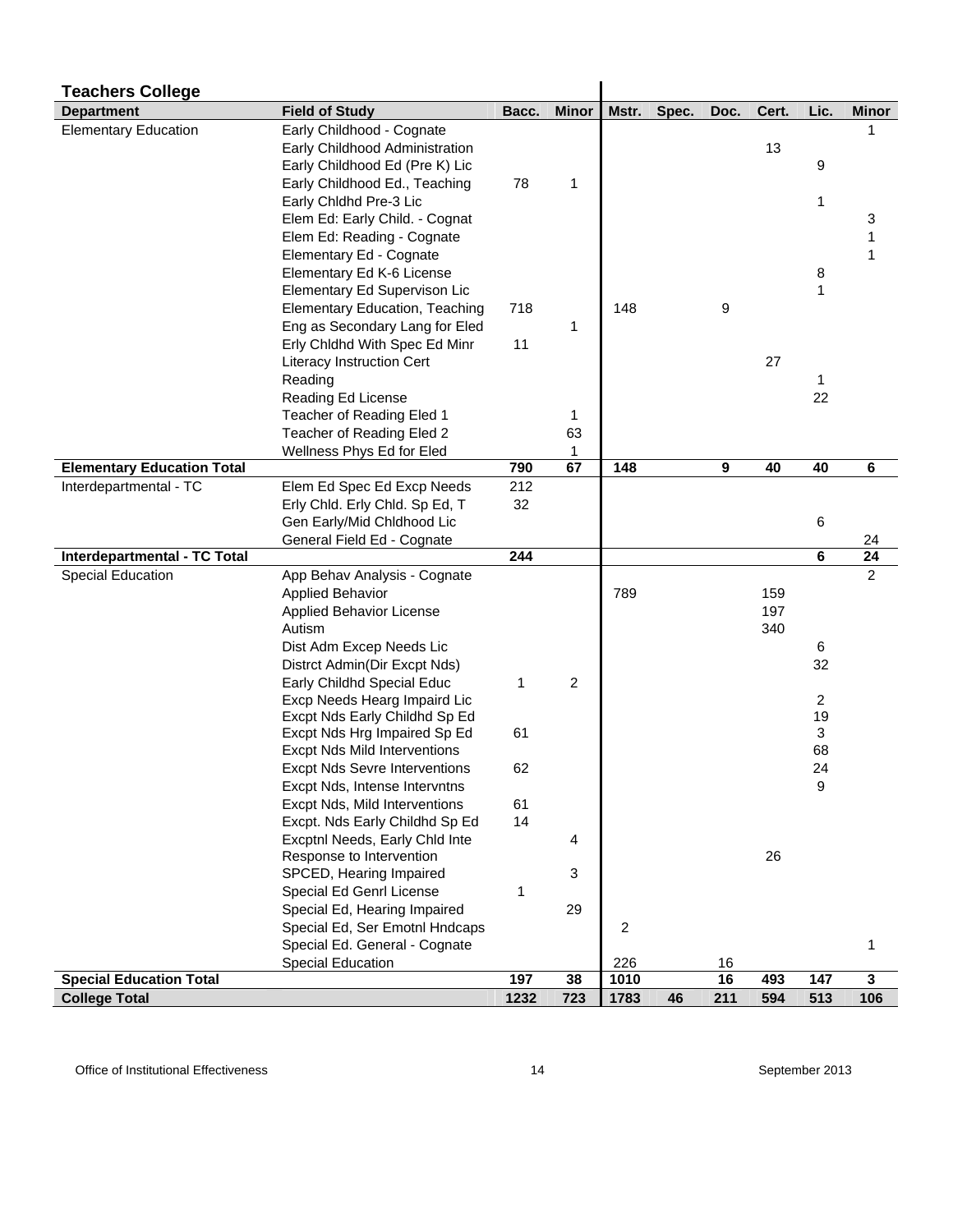## Teachers College

| Department | Field of Study | Bacc. | Minor | Mstr. | Spec. | Doc. | Cert. | Lic. | Minor |
|---|---|---|---|---|---|---|---|---|---|
| Elementary Education | Early Childhood - Cognate | | | | | | | | 1 |
| | Early Childhood Administration | | | | | | 13 | | |
| | Early Childhood Ed (Pre K) Lic | | | | | | | 9 | |
| | Early Childhood Ed., Teaching | 78 | 1 | | | | | | |
| | Early Chldhd Pre-3 Lic | | | | | | | 1 | |
| | Elem Ed: Early Child. - Cognat | | | | | | | | 3 |
| | Elem Ed: Reading - Cognate | | | | | | | | 1 |
| | Elementary Ed - Cognate | | | | | | | | 1 |
| | Elementary Ed K-6 License | | | | | | | 8 | |
| | Elementary Ed Supervison Lic | | | | | | | 1 | |
| | Elementary Education, Teaching | 718 | | 148 | | 9 | | | |
| | Eng as Secondary Lang for Eled | | 1 | | | | | | |
| | Erly Chldhd With Spec Ed Minr | 11 | | | | | | | |
| | Literacy Instruction Cert | | | | | | 27 | | |
| | Reading | | | | | | | 1 | |
| | Reading Ed License | | | | | | | 22 | |
| | Teacher of Reading Eled 1 | | 1 | | | | | | |
| | Teacher of Reading Eled 2 | | 63 | | | | | | |
| | Wellness Phys Ed for Eled | | 1 | | | | | | |
| **Elementary Education Total** | | **790** | **67** | **148** | | **9** | **40** | **40** | **6** |
| Interdepartmental - TC | Elem Ed Spec Ed Excp Needs | 212 | | | | | | | |
| | Erly Chld. Erly Chld. Sp Ed, T | 32 | | | | | | | |
| | Gen Early/Mid Chldhood Lic | | | | | | | 6 | |
| | General Field Ed - Cognate | | | | | | | | 24 |
| **Interdepartmental - TC Total** | | **244** | | | | | | **6** | **24** |
| Special Education | App Behav Analysis - Cognate | | | | | | | | 2 |
| | Applied Behavior | | | 789 | | | 159 | | |
| | Applied Behavior License | | | | | | 197 | | |
| | Autism | | | | | | 340 | | |
| | Dist Adm Excep Needs Lic | | | | | | | 6 | |
| | Distrct Admin(Dir Excpt Nds) | | | | | | | 32 | |
| | Early Childhd Special Educ | 1 | 2 | | | | | | |
| | Excp Needs Hearg Impaird Lic | | | | | | | 2 | |
| | Excpt Nds Early Childhd Sp Ed | | | | | | | 19 | |
| | Excpt Nds Hrg Impaired Sp Ed | 61 | | | | | | 3 | |
| | Excpt Nds Mild Interventions | | | | | | | 68 | |
| | Excpt Nds Sevre Interventions | 62 | | | | | | 24 | |
| | Excpt Nds, Intense Intervntns | | | | | | | 9 | |
| | Excpt Nds, Mild Interventions | 61 | | | | | | | |
| | Excpt. Nds Early Childhd Sp Ed | 14 | | | | | | | |
| | Excptnl Needs, Early Chld Inte | | 4 | | | | | | |
| | Response to Intervention | | | | | | 26 | | |
| | SPCED, Hearing Impaired | | 3 | | | | | | |
| | Special Ed Genrl License | 1 | | | | | | | |
| | Special Ed, Hearing Impaired | | 29 | | | | | | |
| | Special Ed, Ser Emotnl Hndcaps | | | 2 | | | | | |
| | Special Ed. General - Cognate | | | | | | | | 1 |
| | Special Education | | | 226 | | 16 | | | |
| **Special Education Total** | | **197** | **38** | **1010** | | **16** | **493** | **147** | **3** |
| **College Total** | | **1232** | **723** | **1783** | **46** | **211** | **594** | **513** | **106** |

Office of Institutional Effectiveness September 2013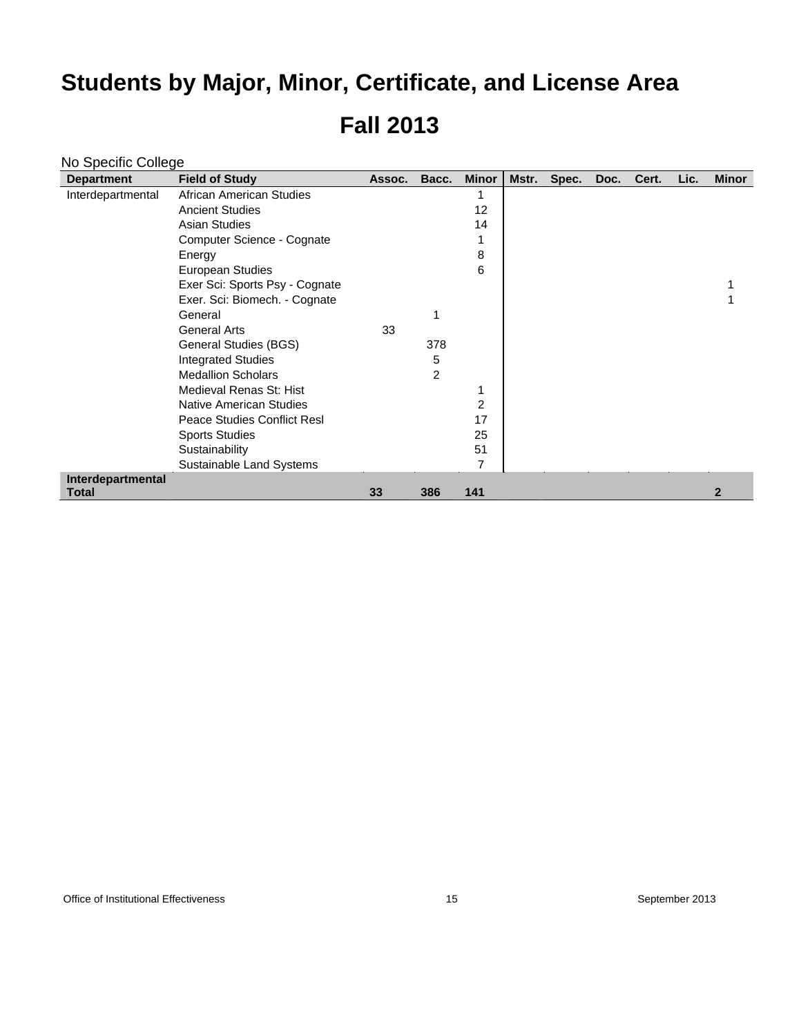# Students by Major, Minor, Certificate, and License Area

# Fall 2013

No Specific College

| Department | Field of Study | Assoc. | Bacc. | Minor | Mstr. | Spec. | Doc. | Cert. | Lic. | Minor |
|---|---|---|---|---|---|---|---|---|---|---|
| Interdepartmental | African American Studies | | | 1 | | | | | | |
| | Ancient Studies | | | 12 | | | | | | |
| | Asian Studies | | | 14 | | | | | | |
| | Computer Science - Cognate | | | 1 | | | | | | |
| | Energy | | | 8 | | | | | | |
| | European Studies | | | 6 | | | | | | |
| | Exer Sci: Sports Psy - Cognate | | | | | | | | | 1 |
| | Exer. Sci: Biomech. - Cognate | | | | | | | | | 1 |
| | General | | 1 | | | | | | | |
| | General Arts | 33 | | | | | | | | |
| | General Studies (BGS) | | 378 | | | | | | | |
| | Integrated Studies | | 5 | | | | | | | |
| | Medallion Scholars | | 2 | | | | | | | |
| | Medieval Renas St: Hist | | | 1 | | | | | | |
| | Native American Studies | | | 2 | | | | | | |
| | Peace Studies Conflict Resl | | | 17 | | | | | | |
| | Sports Studies | | | 25 | | | | | | |
| | Sustainability | | | 51 | | | | | | |
| | Sustainable Land Systems | | | 7 | | | | | | |
| **Interdepartmental Total** | | **33** | **386** | **141** | | | | | | **2** |